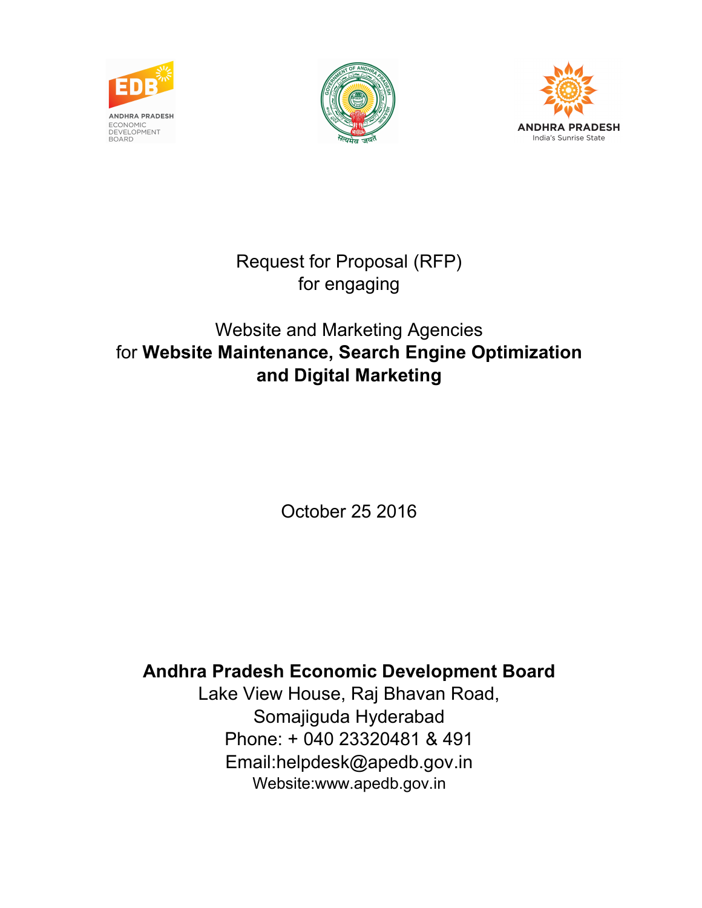Request for Proposal (RFP)
for engaging

Website and Marketing Agencies
for **Website Maintenance, Search Engine Optimization and Digital Marketing**

October 25 2016

**Andhra Pradesh Economic Development Board**
Lake View House, Raj Bhavan Road,
Somajiguda Hyderabad
Phone: + 040 23320481 & 491
Email:helpdesk@apedb.gov.in
Website:www.apedb.gov.in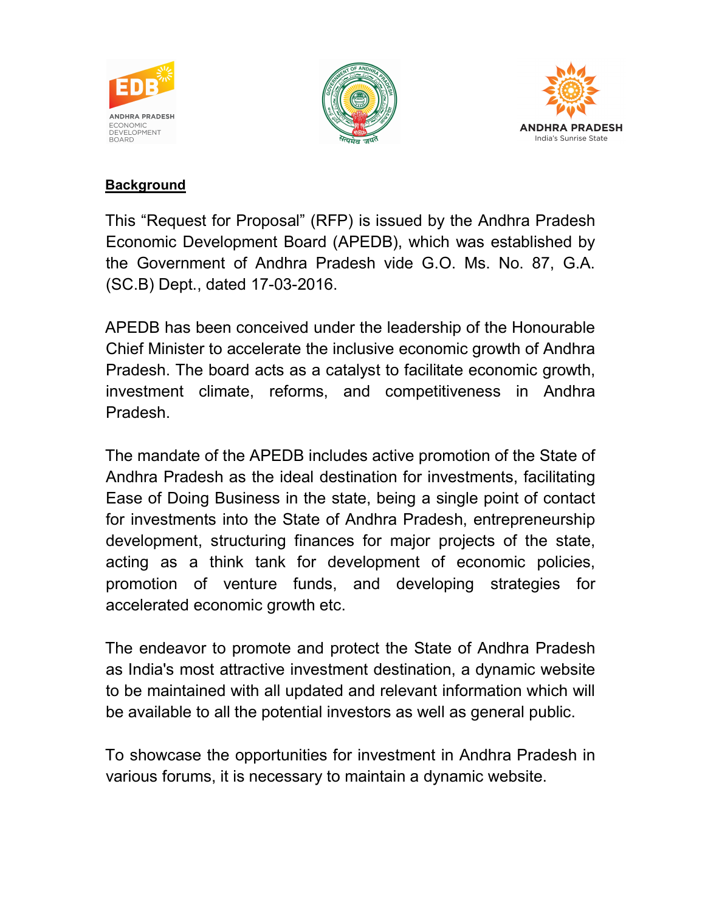## Background

This "Request for Proposal" (RFP) is issued by the Andhra Pradesh Economic Development Board (APEDB), which was established by the Government of Andhra Pradesh vide G.O. Ms. No. 87, G.A. (SC.B) Dept., dated 17-03-2016.

APEDB has been conceived under the leadership of the Honourable Chief Minister to accelerate the inclusive economic growth of Andhra Pradesh. The board acts as a catalyst to facilitate economic growth, investment climate, reforms, and competitiveness in Andhra Pradesh.

The mandate of the APEDB includes active promotion of the State of Andhra Pradesh as the ideal destination for investments, facilitating Ease of Doing Business in the state, being a single point of contact for investments into the State of Andhra Pradesh, entrepreneurship development, structuring finances for major projects of the state, acting as a think tank for development of economic policies, promotion of venture funds, and developing strategies for accelerated economic growth etc.

The endeavor to promote and protect the State of Andhra Pradesh as India's most attractive investment destination, a dynamic website to be maintained with all updated and relevant information which will be available to all the potential investors as well as general public.

To showcase the opportunities for investment in Andhra Pradesh in various forums, it is necessary to maintain a dynamic website.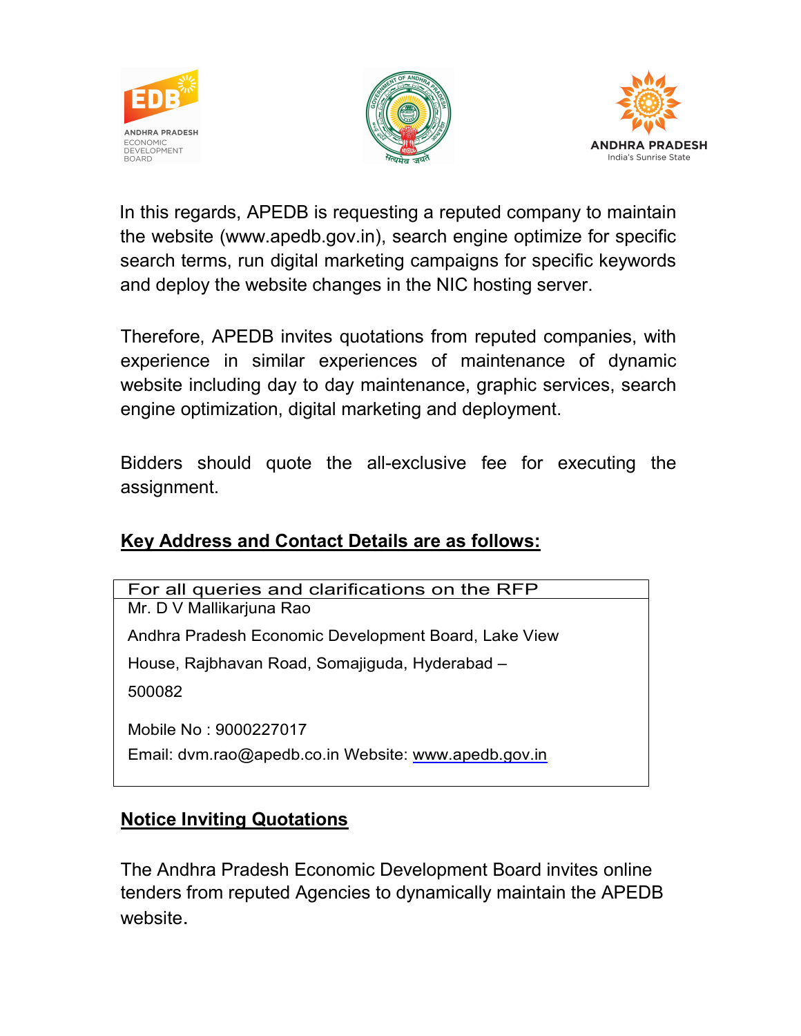In this regards, APEDB is requesting a reputed company to maintain the website (www.apedb.gov.in), search engine optimize for specific search terms, run digital marketing campaigns for specific keywords and deploy the website changes in the NIC hosting server.

Therefore, APEDB invites quotations from reputed companies, with experience in similar experiences of maintenance of dynamic website including day to day maintenance, graphic services, search engine optimization, digital marketing and deployment.

Bidders should quote the all-exclusive fee for executing the assignment.

## Key Address and Contact Details are as follows:

| For all queries and clarifications on the RFP |
| --- |
| Mr. D V Mallikarjuna Rao<br>Andhra Pradesh Economic Development Board, Lake View House, Rajbhavan Road, Somajiguda, Hyderabad – 500082<br><br>Mobile No : 9000227017<br>Email: dvm.rao@apedb.co.in Website: www.apedb.gov.in |

## Notice Inviting Quotations

The Andhra Pradesh Economic Development Board invites online tenders from reputed Agencies to dynamically maintain the APEDB website.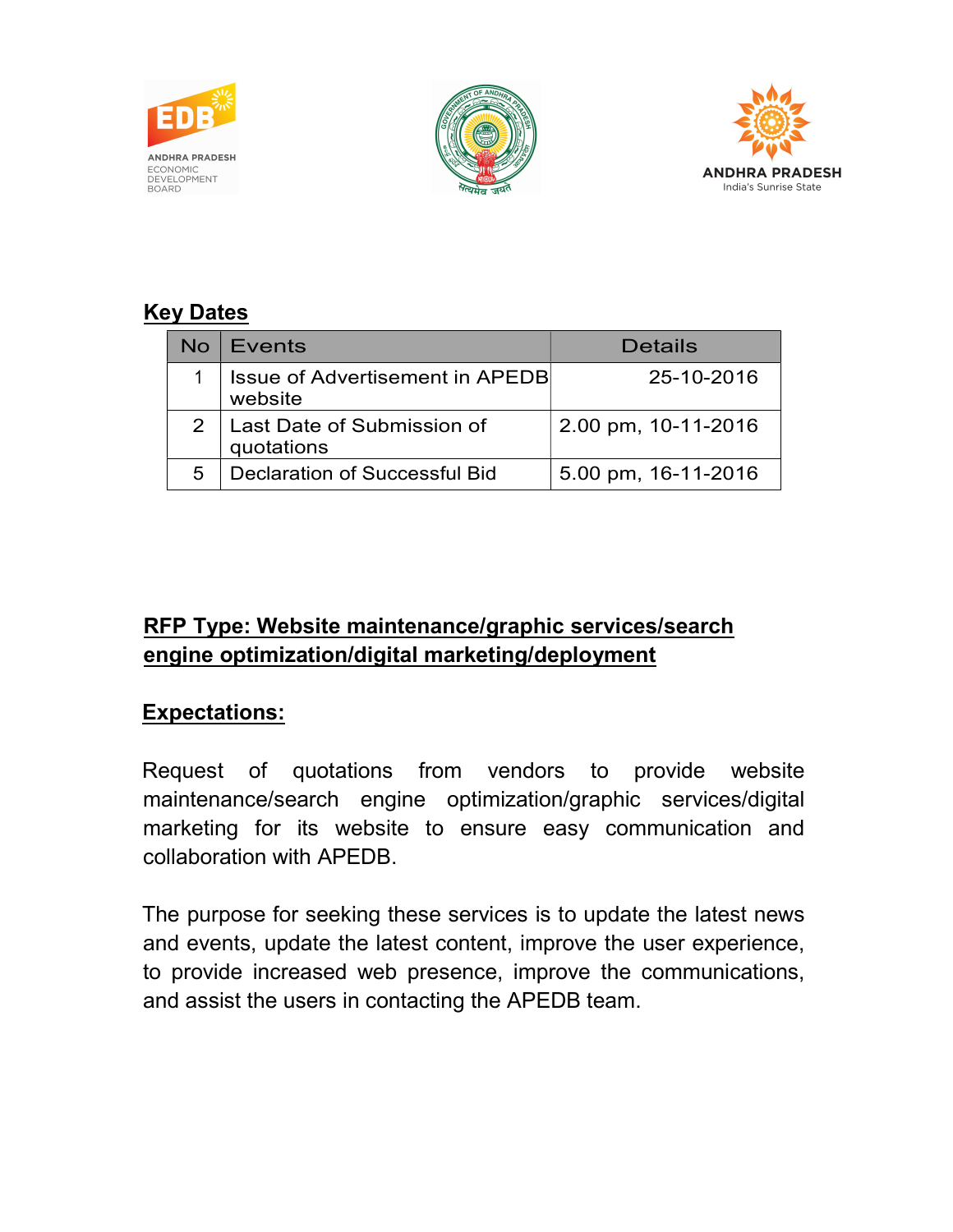## Key Dates

| No | Events | Details |
|---|---|---|
| 1 | Issue of Advertisement in APEDB website | 25-10-2016 |
| 2 | Last Date of Submission of quotations | 2.00 pm, 10-11-2016 |
| 5 | Declaration of Successful Bid | 5.00 pm, 16-11-2016 |

## RFP Type: Website maintenance/graphic services/search engine optimization/digital marketing/deployment

## Expectations:

Request of quotations from vendors to provide website maintenance/search engine optimization/graphic services/digital marketing for its website to ensure easy communication and collaboration with APEDB.

The purpose for seeking these services is to update the latest news and events, update the latest content, improve the user experience, to provide increased web presence, improve the communications, and assist the users in contacting the APEDB team.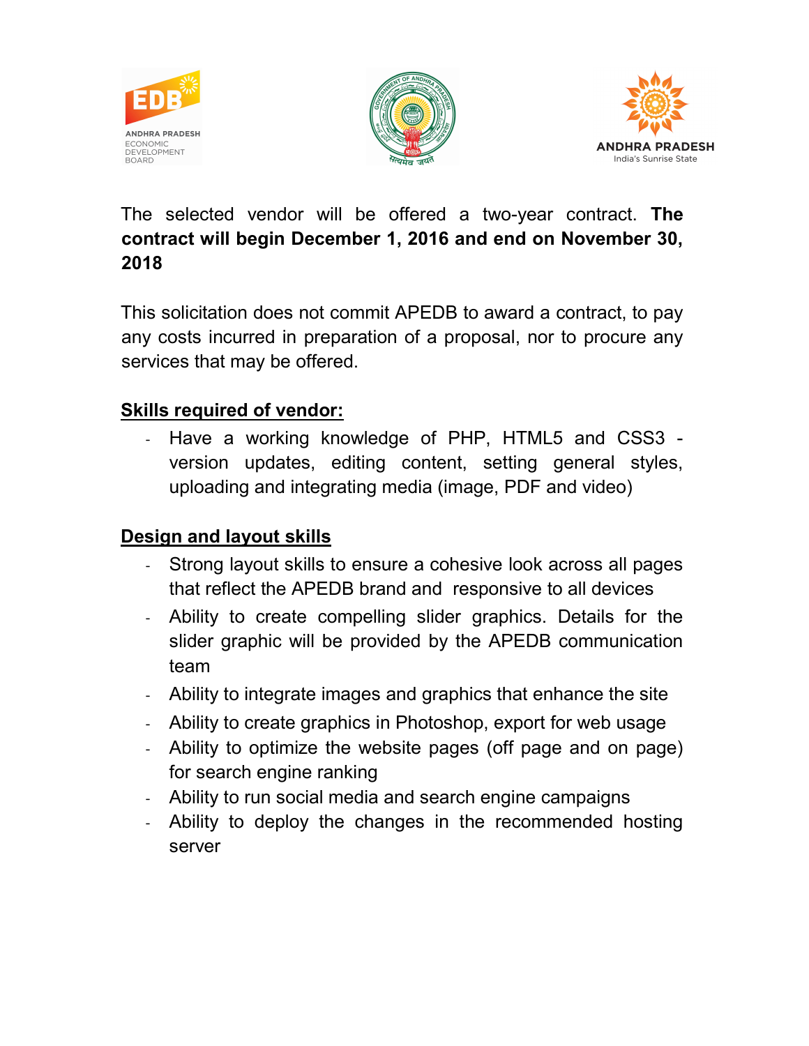The selected vendor will be offered a two-year contract. **The contract will begin December 1, 2016 and end on November 30, 2018**

This solicitation does not commit APEDB to award a contract, to pay any costs incurred in preparation of a proposal, nor to procure any services that may be offered.

**Skills required of vendor:**

- Have a working knowledge of PHP, HTML5 and CSS3 - version updates, editing content, setting general styles, uploading and integrating media (image, PDF and video)

**Design and layout skills**

- Strong layout skills to ensure a cohesive look across all pages that reflect the APEDB brand and responsive to all devices
- Ability to create compelling slider graphics. Details for the slider graphic will be provided by the APEDB communication team
- Ability to integrate images and graphics that enhance the site
- Ability to create graphics in Photoshop, export for web usage
- Ability to optimize the website pages (off page and on page) for search engine ranking
- Ability to run social media and search engine campaigns
- Ability to deploy the changes in the recommended hosting server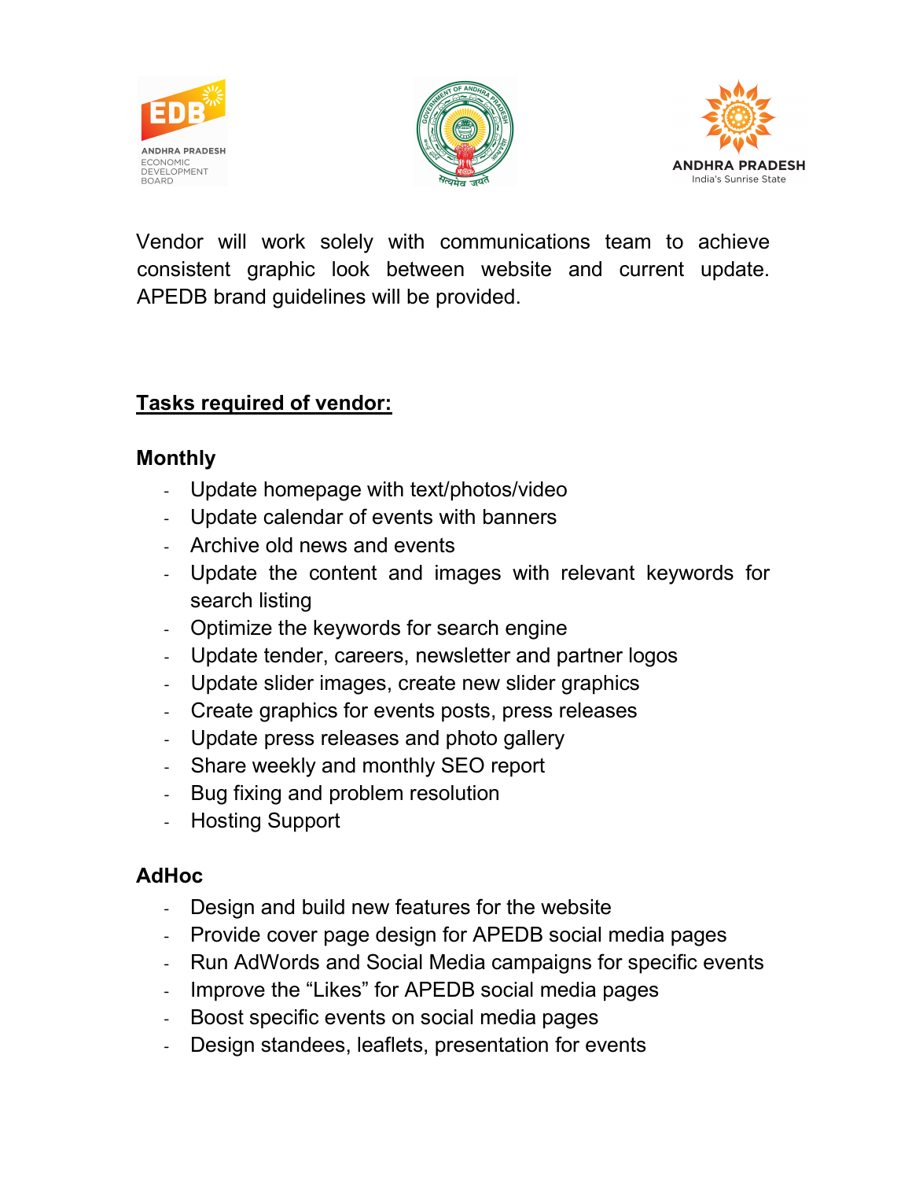Vendor will work solely with communications team to achieve consistent graphic look between website and current update. APEDB brand guidelines will be provided.

**Tasks required of vendor:**

**Monthly**

- Update homepage with text/photos/video
- Update calendar of events with banners
- Archive old news and events
- Update the content and images with relevant keywords for search listing
- Optimize the keywords for search engine
- Update tender, careers, newsletter and partner logos
- Update slider images, create new slider graphics
- Create graphics for events posts, press releases
- Update press releases and photo gallery
- Share weekly and monthly SEO report
- Bug fixing and problem resolution
- Hosting Support

**AdHoc**

- Design and build new features for the website
- Provide cover page design for APEDB social media pages
- Run AdWords and Social Media campaigns for specific events
- Improve the "Likes" for APEDB social media pages
- Boost specific events on social media pages
- Design standees, leaflets, presentation for events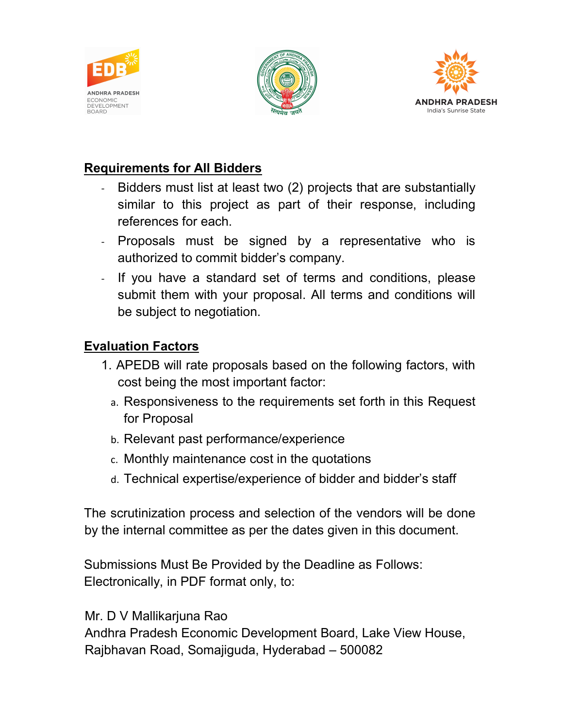## Requirements for All Bidders

- Bidders must list at least two (2) projects that are substantially similar to this project as part of their response, including references for each.
- Proposals must be signed by a representative who is authorized to commit bidder's company.
- If you have a standard set of terms and conditions, please submit them with your proposal. All terms and conditions will be subject to negotiation.

## Evaluation Factors

1. APEDB will rate proposals based on the following factors, with cost being the most important factor:
   a. Responsiveness to the requirements set forth in this Request for Proposal
   b. Relevant past performance/experience
   c. Monthly maintenance cost in the quotations
   d. Technical expertise/experience of bidder and bidder's staff

The scrutinization process and selection of the vendors will be done by the internal committee as per the dates given in this document.

Submissions Must Be Provided by the Deadline as Follows:
Electronically, in PDF format only, to:

Mr. D V Mallikarjuna Rao
Andhra Pradesh Economic Development Board, Lake View House, Rajbhavan Road, Somajiguda, Hyderabad – 500082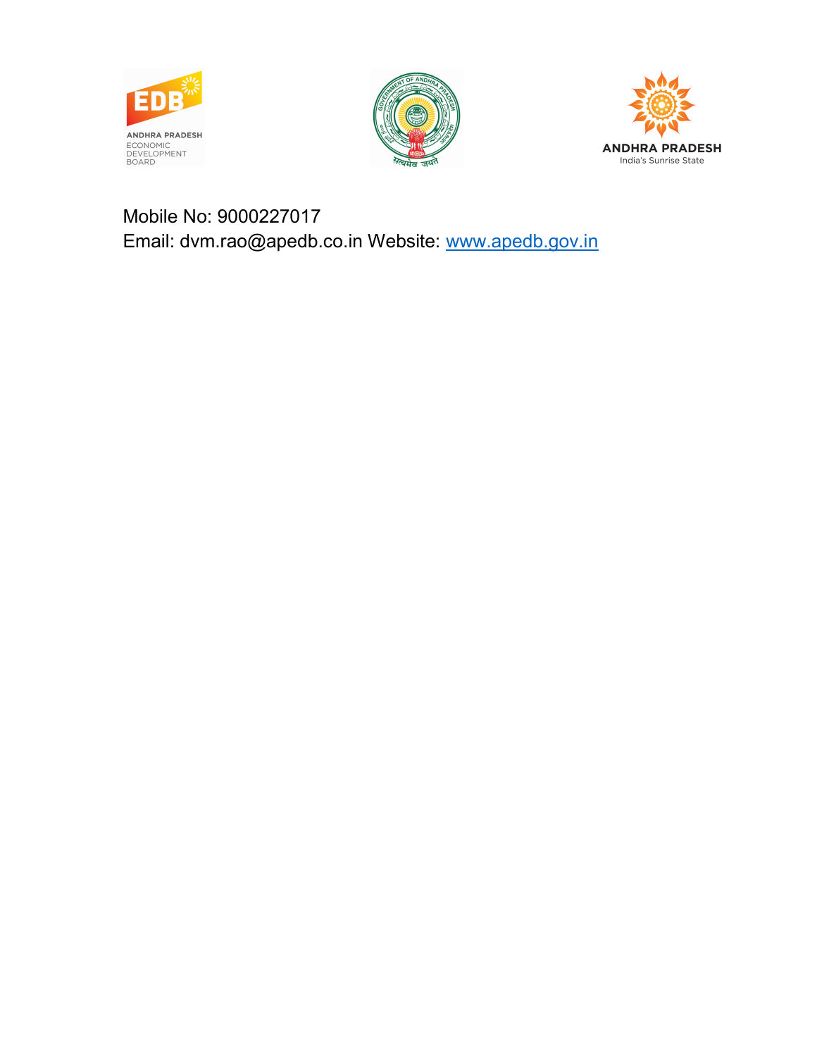Mobile No: 9000227017
Email: dvm.rao@apedb.co.in Website: [www.apedb.gov.in](http://www.apedb.gov.in)